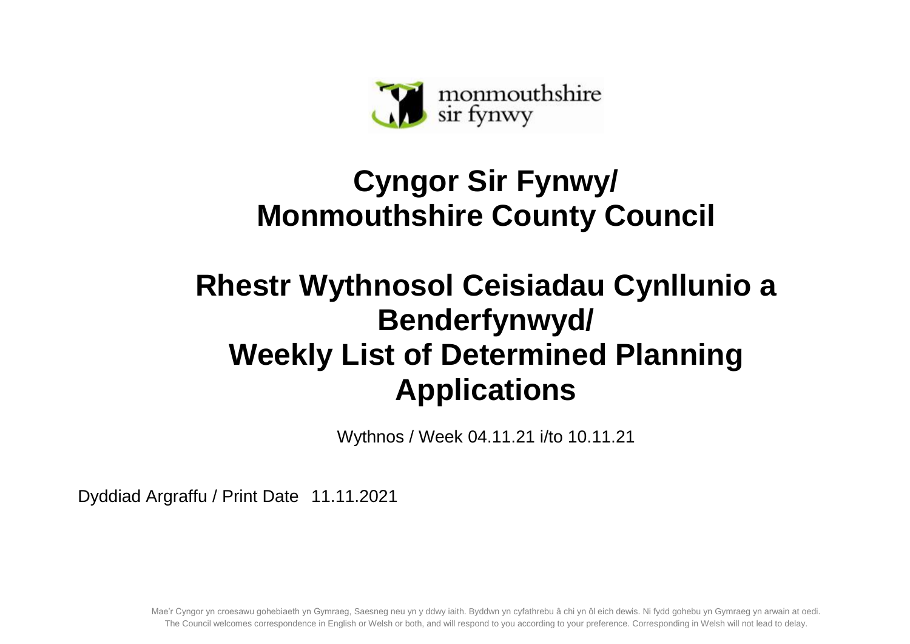monmouthshire
sir fynwy

# Cyngor Sir Fynwy/ Monmouthshire County Council

# Rhestr Wythnosol Ceisiadau Cynllunio a Benderfynwyd/ Weekly List of Determined Planning Applications

Wythnos / Week 04.11.21 i/to 10.11.21

Dyddiad Argraffu / Print Date 11.11.2021

Mae'r Cyngor yn croesawu gohebiaeth yn Gymraeg, Saesneg neu yn y ddwy iaith. Byddwn yn cyfathrebu â chi yn ôl eich dewis. Ni fydd gohebu yn Gymraeg yn arwain at oedi.
The Council welcomes correspondence in English or Welsh or both, and will respond to you according to your preference. Corresponding in Welsh will not lead to delay.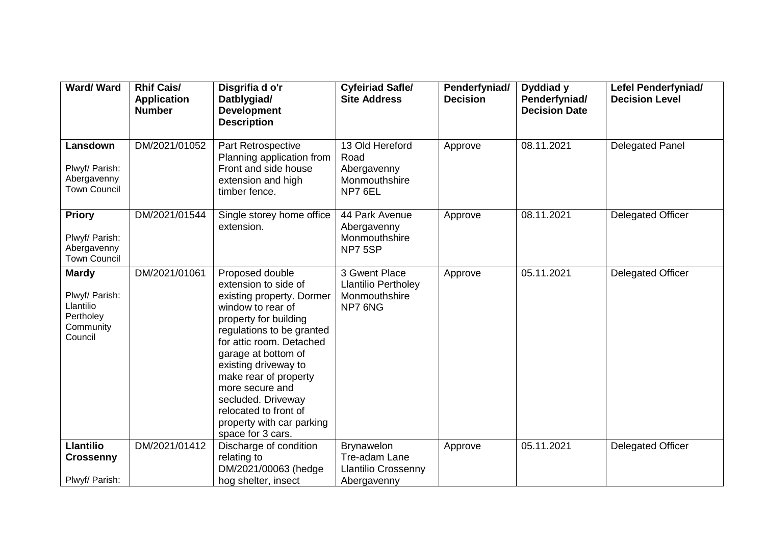| Ward/ Ward | Rhif Cais/ Application Number | Disgrifia d o'r Datblygiad/ Development Description | Cyfeiriad Safle/ Site Address | Penderfyniad/ Decision | Dyddiad y Penderfyniad/ Decision Date | Lefel Penderfyniad/ Decision Level |
|---|---|---|---|---|---|---|
| **Lansdown** Plwyf/ Parish: Abergavenny Town Council | DM/2021/01052 | Part Retrospective Planning application from Front and side house extension and high timber fence. | 13 Old Hereford Road Abergavenny Monmouthshire NP7 6EL | Approve | 08.11.2021 | Delegated Panel |
| **Priory** Plwyf/ Parish: Abergavenny Town Council | DM/2021/01544 | Single storey home office extension. | 44 Park Avenue Abergavenny Monmouthshire NP7 5SP | Approve | 08.11.2021 | Delegated Officer |
| **Mardy** Plwyf/ Parish: Llantilio Pertholey Community Council | DM/2021/01061 | Proposed double extension to side of existing property. Dormer window to rear of property for building regulations to be granted for attic room. Detached garage at bottom of existing driveway to make rear of property more secure and secluded. Driveway relocated to front of property with car parking space for 3 cars. | 3 Gwent Place Llantilio Pertholey Monmouthshire NP7 6NG | Approve | 05.11.2021 | Delegated Officer |
| **Llantilio Crossenny** Plwyf/ Parish: | DM/2021/01412 | Discharge of condition relating to DM/2021/00063 (hedge hog shelter, insect | Brynawelon Tre-adam Lane Llantilio Crossenny Abergavenny | Approve | 05.11.2021 | Delegated Officer |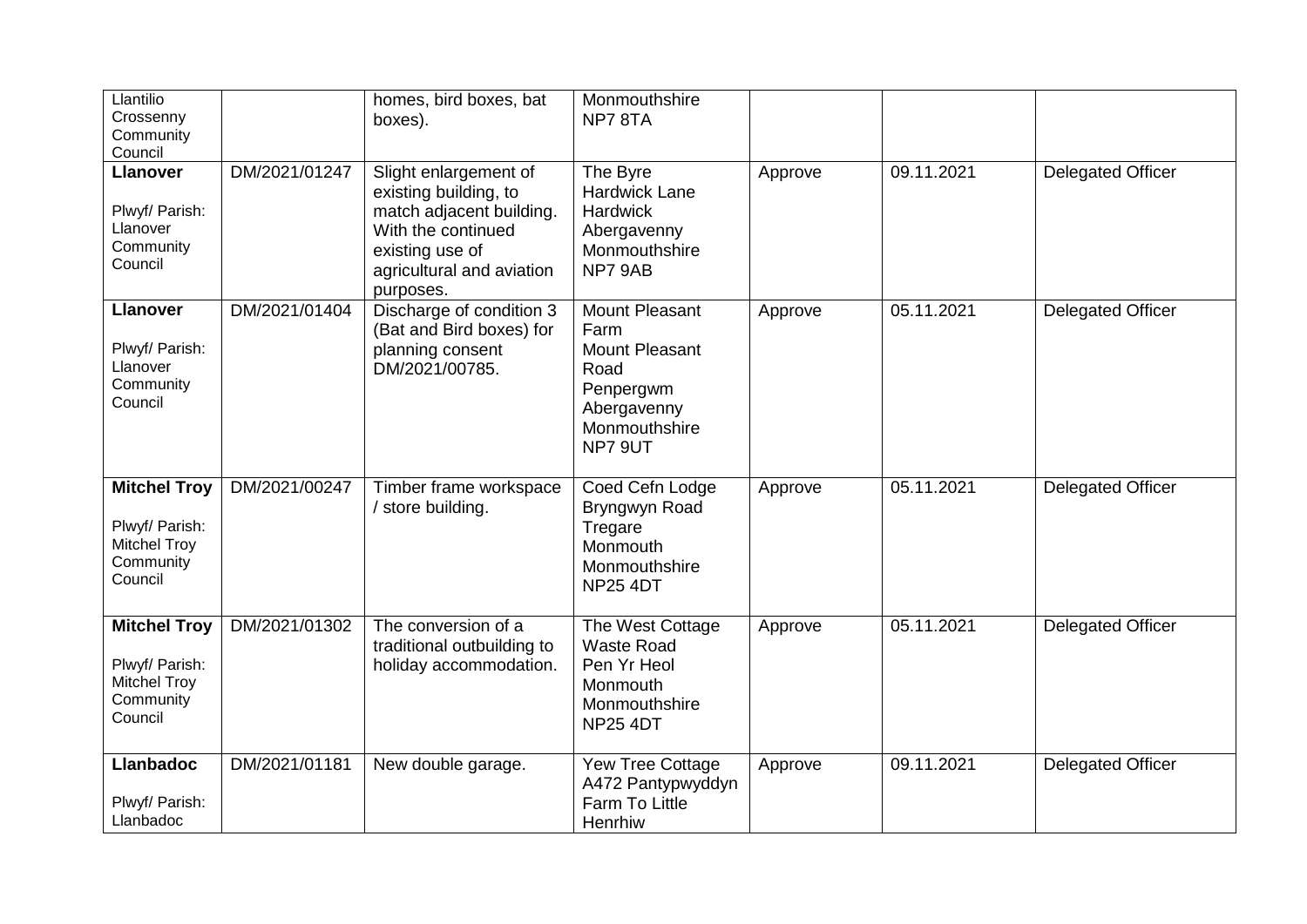| | | | | | | |
|---|---|---|---|---|---|---|
| Llantilio Crossenny Community Council | | homes, bird boxes, bat boxes). | Monmouthshire NP7 8TA | | | |
| **Llanover**<br><br>Plwyf/ Parish: Llanover Community Council | DM/2021/01247 | Slight enlargement of existing building, to match adjacent building. With the continued existing use of agricultural and aviation purposes. | The Byre Hardwick Lane Hardwick Abergavenny Monmouthshire NP7 9AB | Approve | 09.11.2021 | Delegated Officer |
| **Llanover**<br><br>Plwyf/ Parish: Llanover Community Council | DM/2021/01404 | Discharge of condition 3 (Bat and Bird boxes) for planning consent DM/2021/00785. | Mount Pleasant Farm Mount Pleasant Road Penpergwm Abergavenny Monmouthshire NP7 9UT | Approve | 05.11.2021 | Delegated Officer |
| **Mitchel Troy**<br><br>Plwyf/ Parish: Mitchel Troy Community Council | DM/2021/00247 | Timber frame workspace / store building. | Coed Cefn Lodge Bryngwyn Road Tregare Monmouth Monmouthshire NP25 4DT | Approve | 05.11.2021 | Delegated Officer |
| **Mitchel Troy**<br><br>Plwyf/ Parish: Mitchel Troy Community Council | DM/2021/01302 | The conversion of a traditional outbuilding to holiday accommodation. | The West Cottage Waste Road Pen Yr Heol Monmouth Monmouthshire NP25 4DT | Approve | 05.11.2021 | Delegated Officer |
| **Llanbadoc**<br><br>Plwyf/ Parish: Llanbadoc | DM/2021/01181 | New double garage. | Yew Tree Cottage A472 Pantypwyddyn Farm To Little Henrhiw | Approve | 09.11.2021 | Delegated Officer |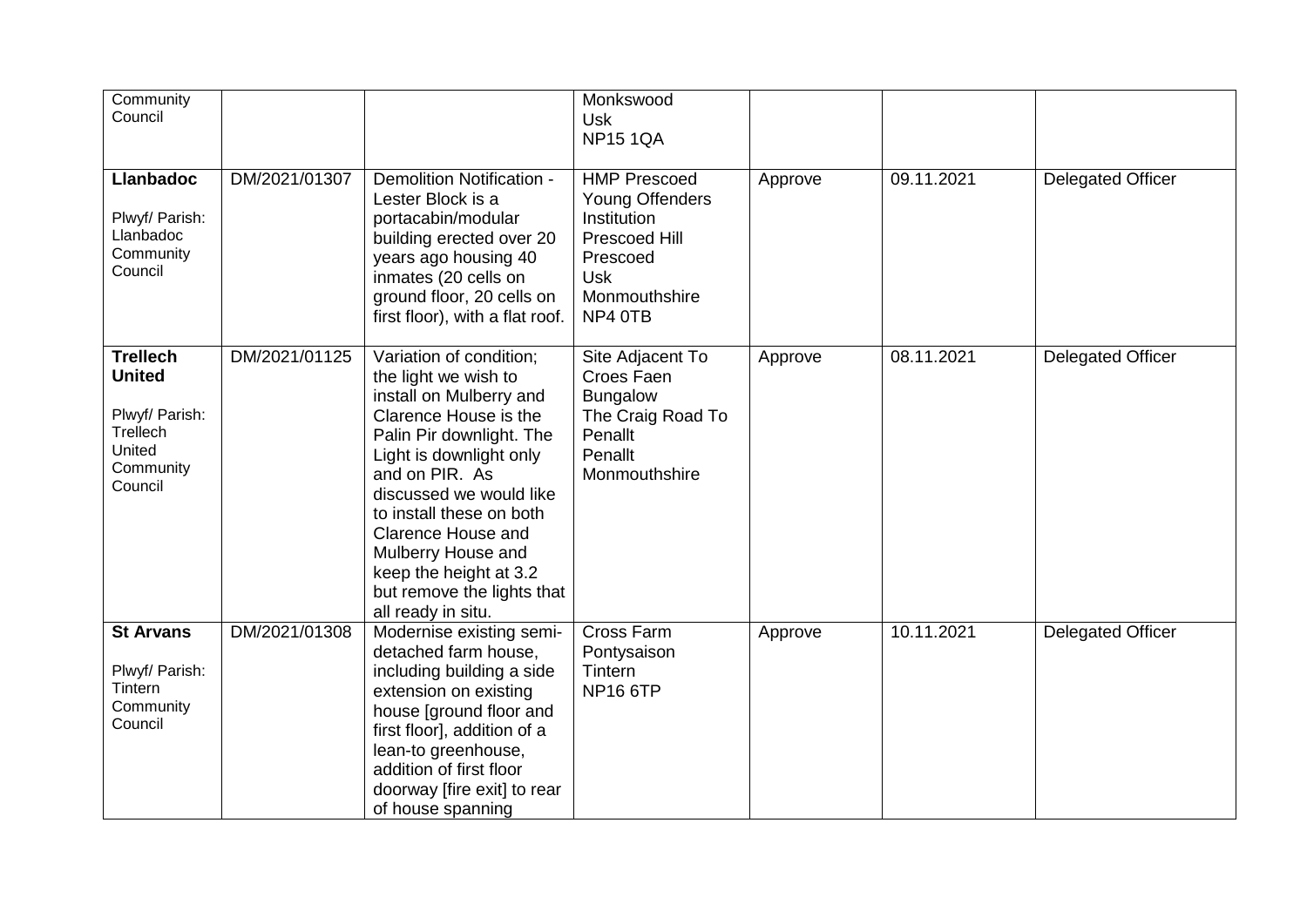| Community Council | | | Monkswood Usk NP15 1QA | | | |
|---|---|---|---|---|---|---|
| **Llanbadoc** Plwyf/ Parish: Llanbadoc Community Council | DM/2021/01307 | Demolition Notification - Lester Block is a portacabin/modular building erected over 20 years ago housing 40 inmates (20 cells on ground floor, 20 cells on first floor), with a flat roof. | HMP Prescoed Young Offenders Institution Prescoed Hill Prescoed Usk Monmouthshire NP4 0TB | Approve | 09.11.2021 | Delegated Officer |
| **Trellech United** Plwyf/ Parish: Trellech United Community Council | DM/2021/01125 | Variation of condition; the light we wish to install on Mulberry and Clarence House is the Palin Pir downlight. The Light is downlight only and on PIR. As discussed we would like to install these on both Clarence House and Mulberry House and keep the height at 3.2 but remove the lights that all ready in situ. | Site Adjacent To Croes Faen Bungalow The Craig Road To Penallt Penallt Monmouthshire | Approve | 08.11.2021 | Delegated Officer |
| **St Arvans** Plwyf/ Parish: Tintern Community Council | DM/2021/01308 | Modernise existing semi-detached farm house, including building a side extension on existing house [ground floor and first floor], addition of a lean-to greenhouse, addition of first floor doorway [fire exit] to rear of house spanning | Cross Farm Pontysaison Tintern NP16 6TP | Approve | 10.11.2021 | Delegated Officer |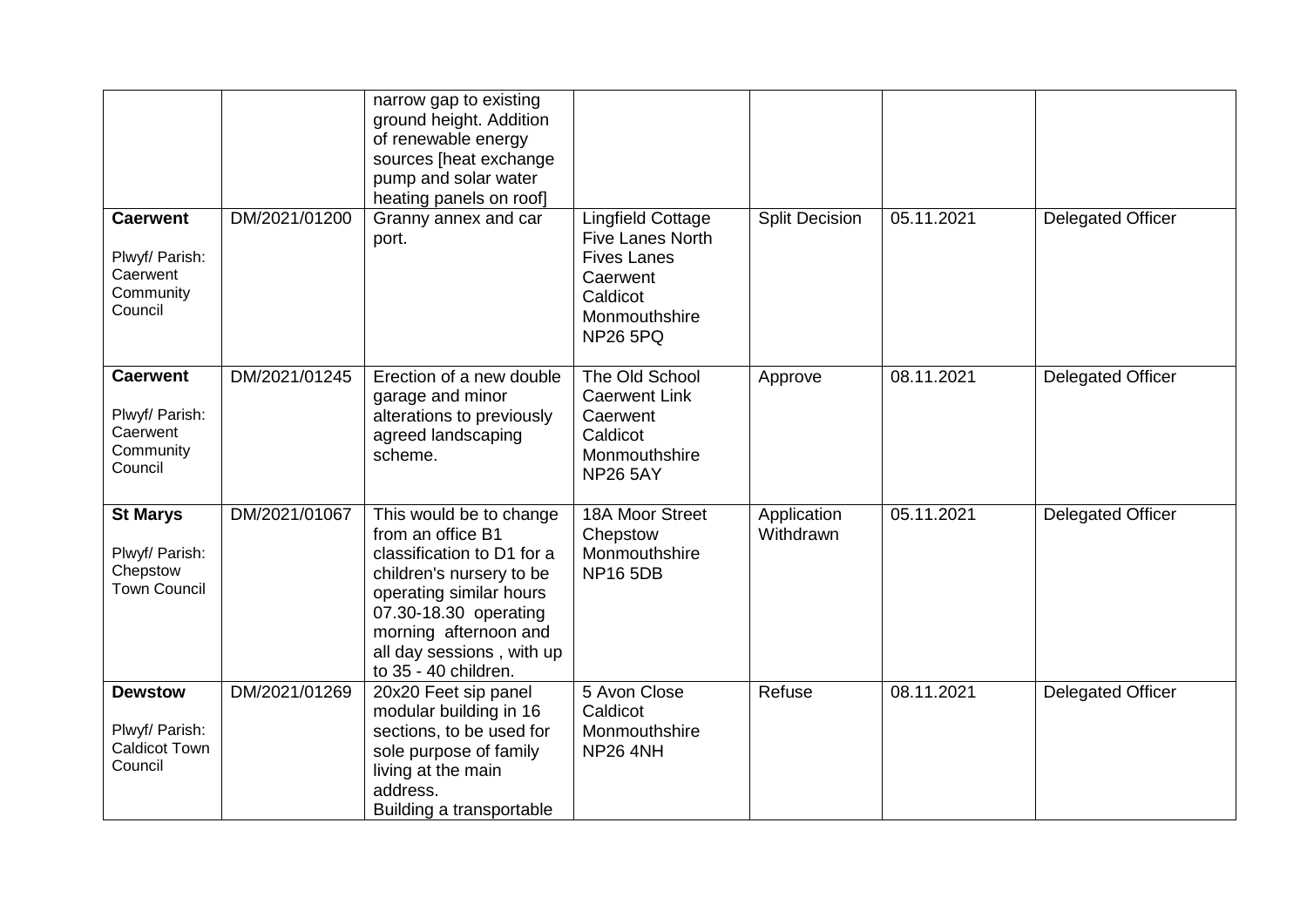| | | | | | | |
|---|---|---|---|---|---|---|
| | | narrow gap to existing ground height. Addition of renewable energy sources [heat exchange pump and solar water heating panels on roof] | | | | |
| **Caerwent**<br>Plwyf/ Parish: Caerwent Community Council | DM/2021/01200 | Granny annex and car port. | Lingfield Cottage Five Lanes North Fives Lanes Caerwent Caldicot Monmouthshire NP26 5PQ | Split Decision | 05.11.2021 | Delegated Officer |
| **Caerwent**<br>Plwyf/ Parish: Caerwent Community Council | DM/2021/01245 | Erection of a new double garage and minor alterations to previously agreed landscaping scheme. | The Old School Caerwent Link Caerwent Caldicot Monmouthshire NP26 5AY | Approve | 08.11.2021 | Delegated Officer |
| **St Marys**<br>Plwyf/ Parish: Chepstow Town Council | DM/2021/01067 | This would be to change from an office B1 classification to D1 for a children's nursery to be operating similar hours 07.30-18.30 operating morning afternoon and all day sessions , with up to 35 - 40 children. | 18A Moor Street Chepstow Monmouthshire NP16 5DB | Application Withdrawn | 05.11.2021 | Delegated Officer |
| **Dewstow**<br>Plwyf/ Parish: Caldicot Town Council | DM/2021/01269 | 20x20 Feet sip panel modular building in 16 sections, to be used for sole purpose of family living at the main address.<br>Building a transportable | 5 Avon Close Caldicot Monmouthshire NP26 4NH | Refuse | 08.11.2021 | Delegated Officer |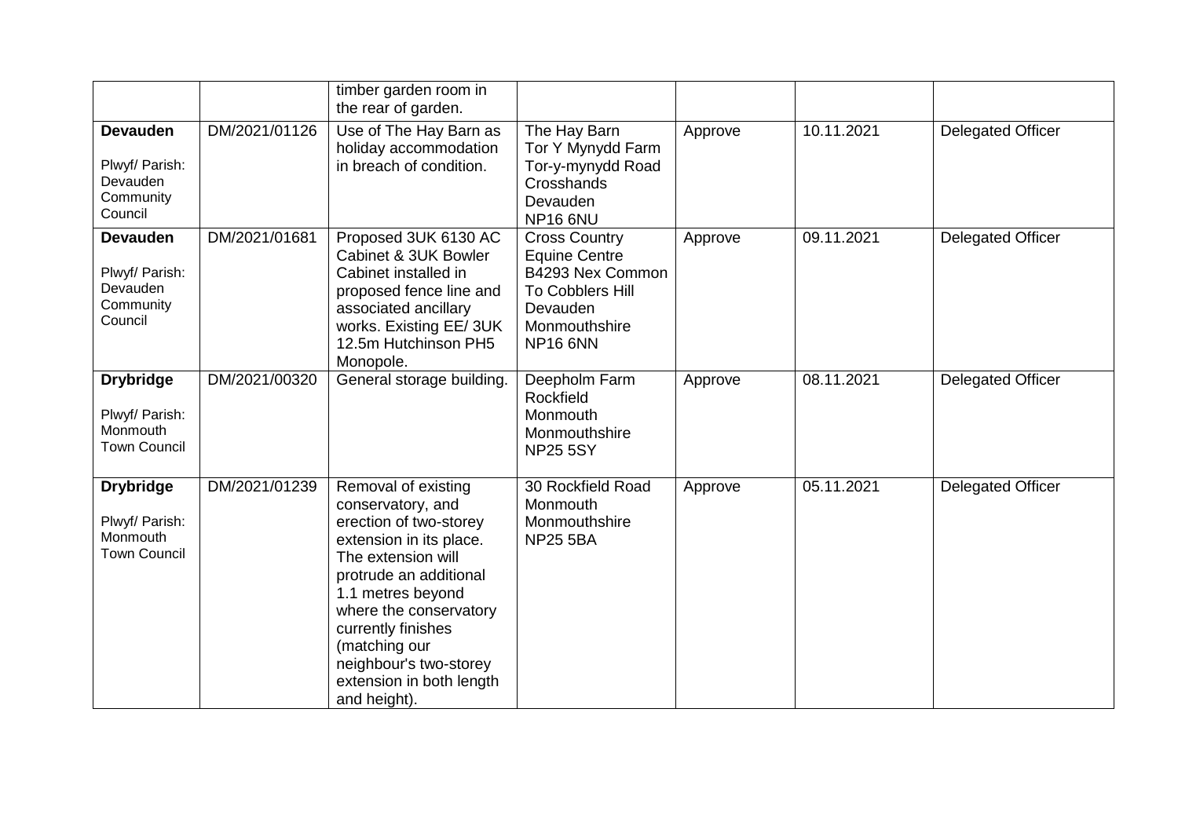| | | | | | | |
|---|---|---|---|---|---|---|
| | | timber garden room in the rear of garden. | | | | |
| **Devauden**<br>Plwyf/ Parish: Devauden Community Council | DM/2021/01126 | Use of The Hay Barn as holiday accommodation in breach of condition. | The Hay Barn<br>Tor Y Mynydd Farm<br>Tor-y-mynydd Road<br>Crosshands<br>Devauden<br>NP16 6NU | Approve | 10.11.2021 | Delegated Officer |
| **Devauden**<br>Plwyf/ Parish: Devauden Community Council | DM/2021/01681 | Proposed 3UK 6130 AC Cabinet & 3UK Bowler Cabinet installed in proposed fence line and associated ancillary works. Existing EE/ 3UK 12.5m Hutchinson PH5 Monopole. | Cross Country Equine Centre<br>B4293 Nex Common To Cobblers Hill<br>Devauden<br>Monmouthshire<br>NP16 6NN | Approve | 09.11.2021 | Delegated Officer |
| **Drybridge**<br>Plwyf/ Parish: Monmouth Town Council | DM/2021/00320 | General storage building. | Deepholm Farm<br>Rockfield<br>Monmouth<br>Monmouthshire<br>NP25 5SY | Approve | 08.11.2021 | Delegated Officer |
| **Drybridge**<br>Plwyf/ Parish: Monmouth Town Council | DM/2021/01239 | Removal of existing conservatory, and erection of two-storey extension in its place. The extension will protrude an additional 1.1 metres beyond where the conservatory currently finishes (matching our neighbour's two-storey extension in both length and height). | 30 Rockfield Road<br>Monmouth<br>Monmouthshire<br>NP25 5BA | Approve | 05.11.2021 | Delegated Officer |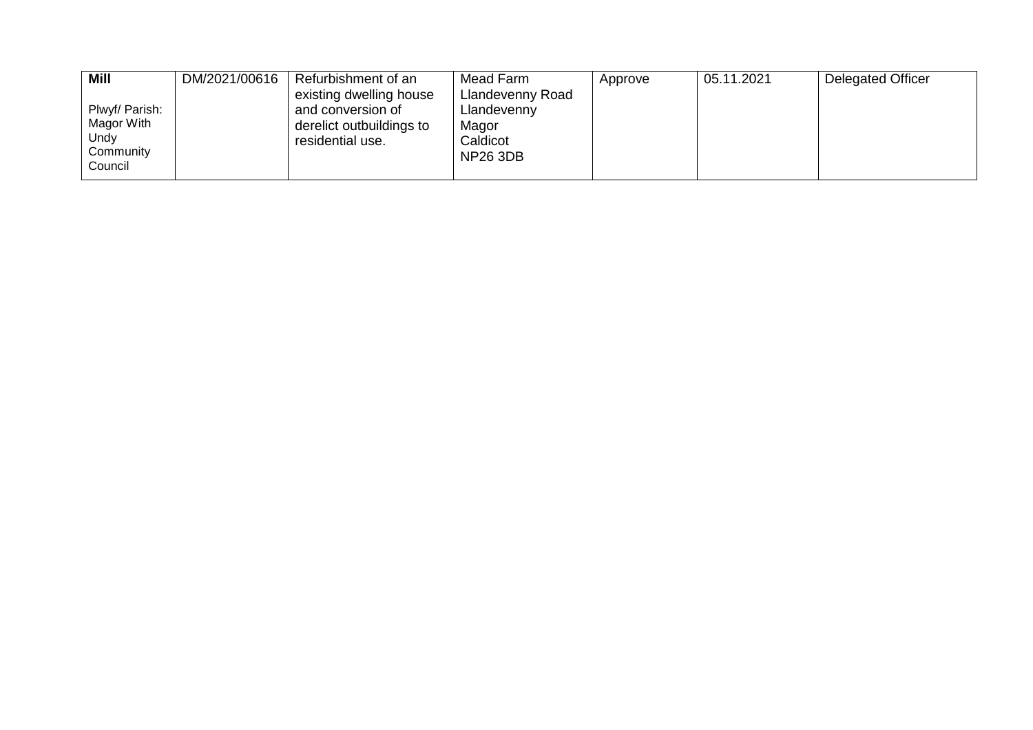| | | | | | | |
|---|---|---|---|---|---|---|
| **Mill**<br><br>Plwyf/ Parish: Magor With Undy Community Council | DM/2021/00616 | Refurbishment of an existing dwelling house and conversion of derelict outbuildings to residential use. | Mead Farm<br>Llandevenny Road<br>Llandevenny<br>Magor<br>Caldicot<br>NP26 3DB | Approve | 05.11.2021 | Delegated Officer |